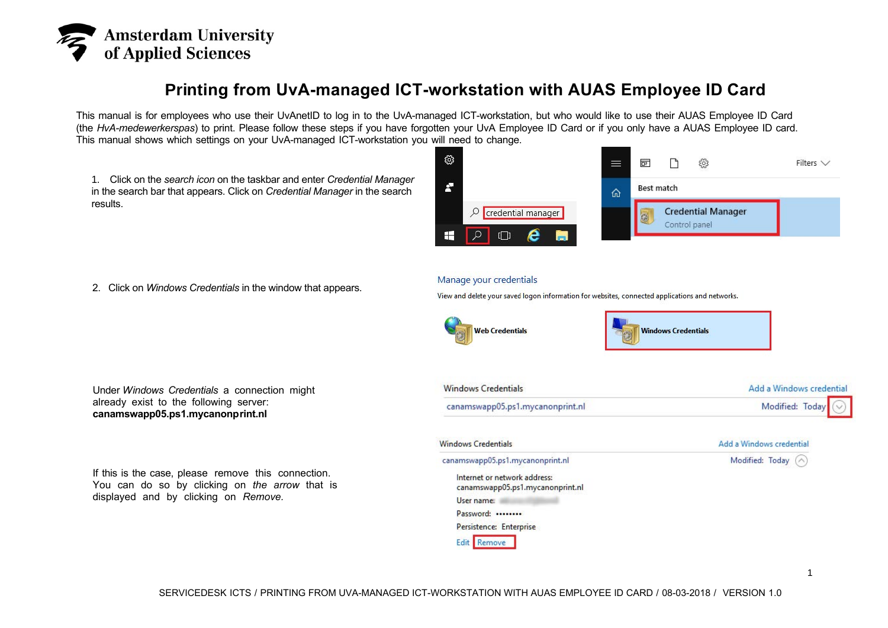# Printing from UvA-managed ICT-workstation with AUAS Employee ID Card

This manual is for employees who use their UvAnetID to log in to the UvA-managed ICT-workstation, but who would like to use their AUAS Employee ID Card (the *HvA-medewerkerspas*) to print. Please follow these steps if you have forgotten your UvA Employee ID Card or if you only have a AUAS Employee ID card. This manual shows which settings on your UvA-managed ICT-workstation you will need to change.

1. Click on the *search icon* on the taskbar and enter *Credential Manager* in the search bar that appears. Click on *Credential Manager* in the search results.

2. Click on *Windows Credentials* in the window that appears.

Under *Windows Credentials* a connection might already exist to the following server: **canamswapp05.ps1.mycanonprint.nl**

If this is the case, please remove this connection. You can do so by clicking on *the arrow* that is displayed and by clicking on *Remove.*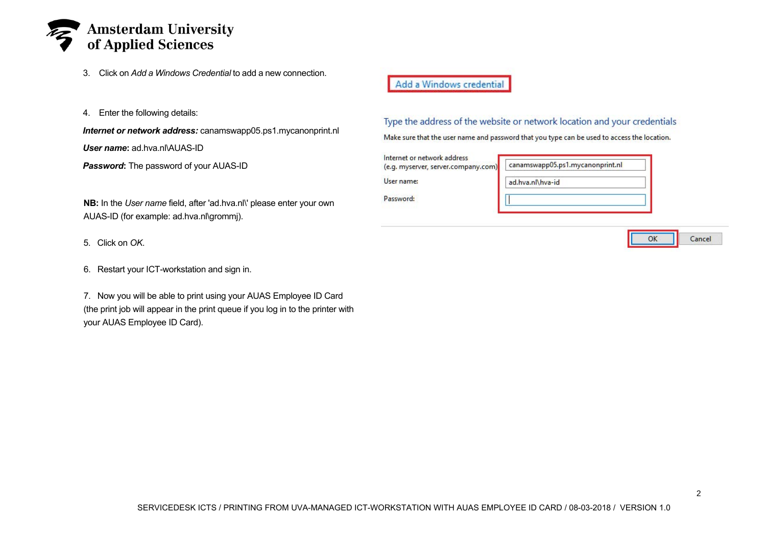3. Click on *Add a Windows Credential* to add a new connection.

4. Enter the following details:

***Internet or network address:*** canamswapp05.ps1.mycanonprint.nl

***User name***: ad.hva.nl\AUAS-ID

***Password***: The password of your AUAS-ID

**NB:** In the *User name* field, after 'ad.hva.nl\' please enter your own AUAS-ID (for example: ad.hva.nl\grommj).

5. Click on *OK*.

6. Restart your ICT-workstation and sign in.

7. Now you will be able to print using your AUAS Employee ID Card (the print job will appear in the print queue if you log in to the printer with your AUAS Employee ID Card).

Add a Windows credential

Type the address of the website or network location and your credentials

Make sure that the user name and password that you type can be used to access the location.

Internet or network address
(e.g. myserver, server.company.com) canamswapp05.ps1.mycanonprint.nl

User name: ad.hva.nl\hva-id

Password:

OK Cancel